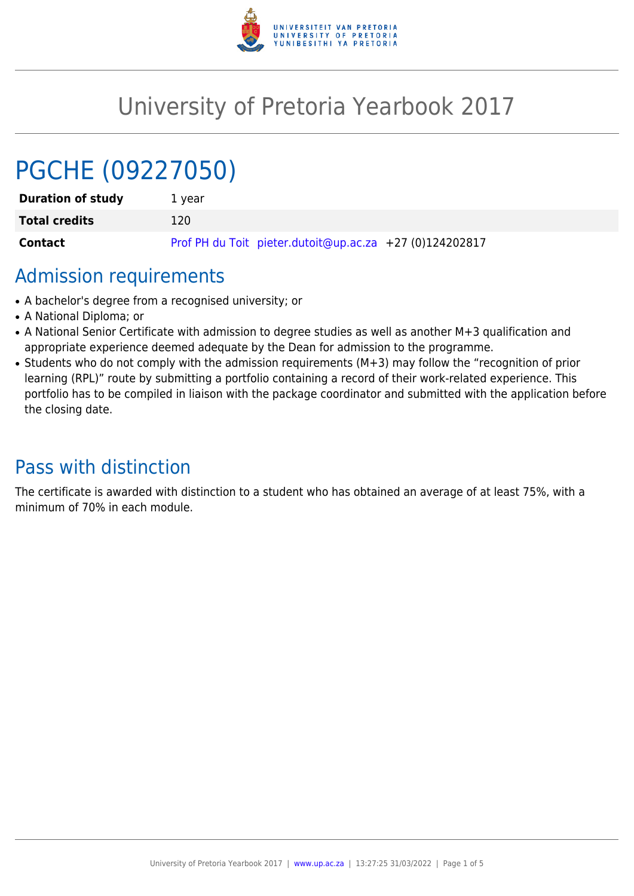# University of Pretoria Yearbook 2017

# PGCHE (09227050)

| | |
|---|---|
| **Duration of study** | 1 year |
| **Total credits** | 120 |
| **Contact** | Prof PH du Toit pieter.dutoit@up.ac.za +27 (0)124202817 |

## Admission requirements

- A bachelor's degree from a recognised university; or
- A National Diploma; or
- A National Senior Certificate with admission to degree studies as well as another M+3 qualification and appropriate experience deemed adequate by the Dean for admission to the programme.
- Students who do not comply with the admission requirements (M+3) may follow the "recognition of prior learning (RPL)" route by submitting a portfolio containing a record of their work-related experience. This portfolio has to be compiled in liaison with the package coordinator and submitted with the application before the closing date.

## Pass with distinction

The certificate is awarded with distinction to a student who has obtained an average of at least 75%, with a minimum of 70% in each module.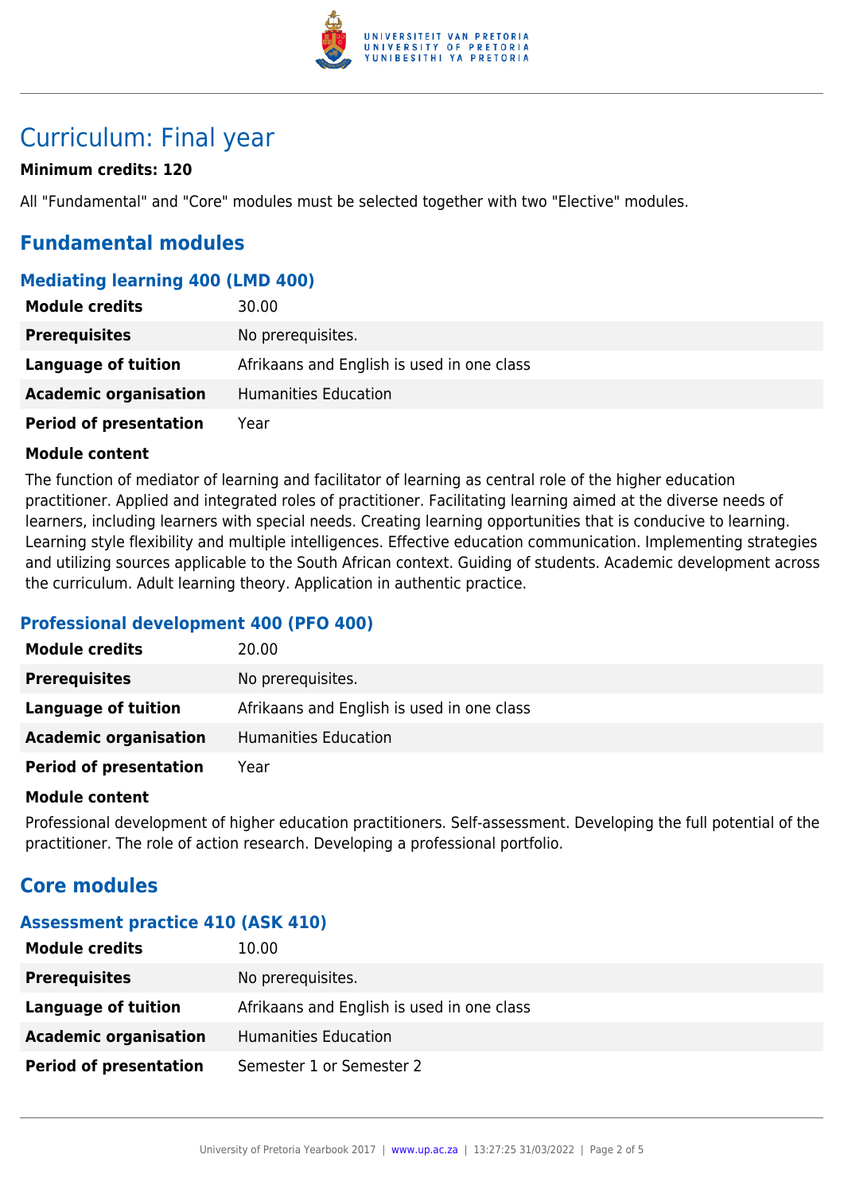# Curriculum: Final year

**Minimum credits: 120**

All "Fundamental" and "Core" modules must be selected together with two "Elective" modules.

## Fundamental modules

### Mediating learning 400 (LMD 400)

| | |
|---|---|
| **Module credits** | 30.00 |
| **Prerequisites** | No prerequisites. |
| **Language of tuition** | Afrikaans and English is used in one class |
| **Academic organisation** | Humanities Education |
| **Period of presentation** | Year |

**Module content**

The function of mediator of learning and facilitator of learning as central role of the higher education practitioner. Applied and integrated roles of practitioner. Facilitating learning aimed at the diverse needs of learners, including learners with special needs. Creating learning opportunities that is conducive to learning. Learning style flexibility and multiple intelligences. Effective education communication. Implementing strategies and utilizing sources applicable to the South African context. Guiding of students. Academic development across the curriculum. Adult learning theory. Application in authentic practice.

### Professional development 400 (PFO 400)

| | |
|---|---|
| **Module credits** | 20.00 |
| **Prerequisites** | No prerequisites. |
| **Language of tuition** | Afrikaans and English is used in one class |
| **Academic organisation** | Humanities Education |
| **Period of presentation** | Year |

**Module content**

Professional development of higher education practitioners. Self-assessment. Developing the full potential of the practitioner. The role of action research. Developing a professional portfolio.

## Core modules

### Assessment practice 410 (ASK 410)

| | |
|---|---|
| **Module credits** | 10.00 |
| **Prerequisites** | No prerequisites. |
| **Language of tuition** | Afrikaans and English is used in one class |
| **Academic organisation** | Humanities Education |
| **Period of presentation** | Semester 1 or Semester 2 |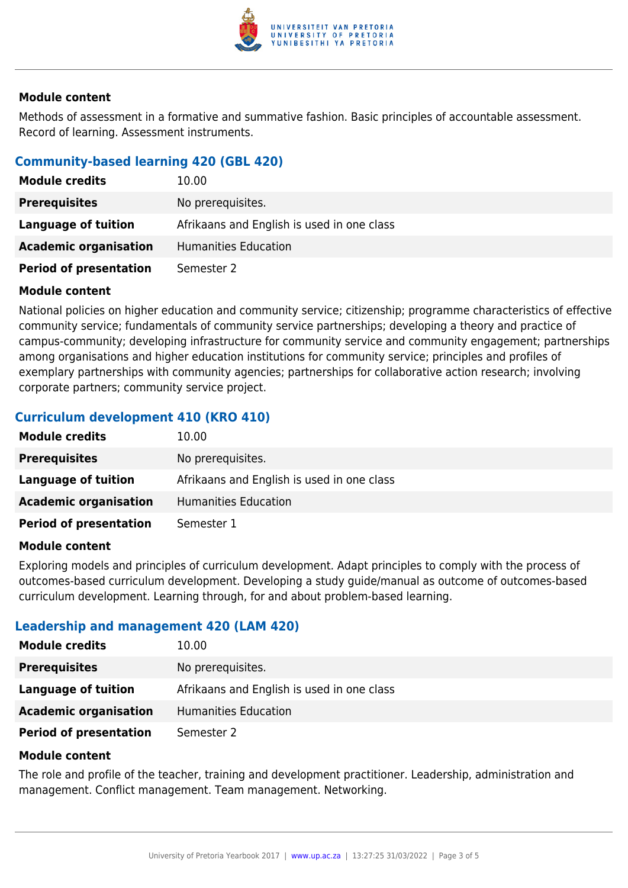#### Module content

Methods of assessment in a formative and summative fashion. Basic principles of accountable assessment. Record of learning. Assessment instruments.

### Community-based learning 420 (GBL 420)

| | |
|---|---|
| **Module credits** | 10.00 |
| **Prerequisites** | No prerequisites. |
| **Language of tuition** | Afrikaans and English is used in one class |
| **Academic organisation** | Humanities Education |
| **Period of presentation** | Semester 2 |

#### Module content

National policies on higher education and community service; citizenship; programme characteristics of effective community service; fundamentals of community service partnerships; developing a theory and practice of campus-community; developing infrastructure for community service and community engagement; partnerships among organisations and higher education institutions for community service; principles and profiles of exemplary partnerships with community agencies; partnerships for collaborative action research; involving corporate partners; community service project.

### Curriculum development 410 (KRO 410)

| | |
|---|---|
| **Module credits** | 10.00 |
| **Prerequisites** | No prerequisites. |
| **Language of tuition** | Afrikaans and English is used in one class |
| **Academic organisation** | Humanities Education |
| **Period of presentation** | Semester 1 |

#### Module content

Exploring models and principles of curriculum development. Adapt principles to comply with the process of outcomes-based curriculum development. Developing a study guide/manual as outcome of outcomes-based curriculum development. Learning through, for and about problem-based learning.

### Leadership and management 420 (LAM 420)

| | |
|---|---|
| **Module credits** | 10.00 |
| **Prerequisites** | No prerequisites. |
| **Language of tuition** | Afrikaans and English is used in one class |
| **Academic organisation** | Humanities Education |
| **Period of presentation** | Semester 2 |

#### Module content

The role and profile of the teacher, training and development practitioner. Leadership, administration and management. Conflict management. Team management. Networking.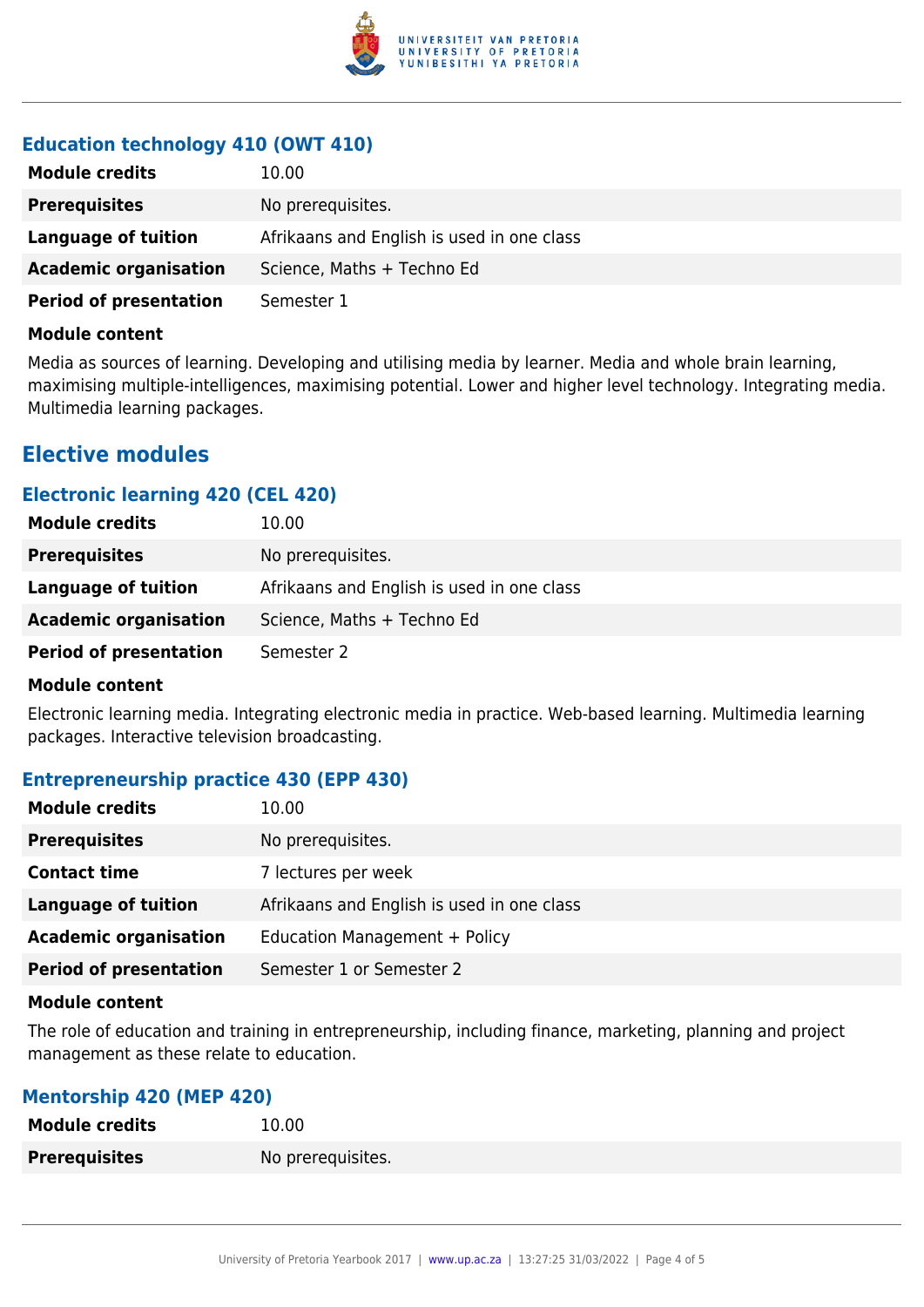### Education technology 410 (OWT 410)

| | |
|---|---|
| **Module credits** | 10.00 |
| **Prerequisites** | No prerequisites. |
| **Language of tuition** | Afrikaans and English is used in one class |
| **Academic organisation** | Science, Maths + Techno Ed |
| **Period of presentation** | Semester 1 |

**Module content**

Media as sources of learning. Developing and utilising media by learner. Media and whole brain learning, maximising multiple-intelligences, maximising potential. Lower and higher level technology. Integrating media. Multimedia learning packages.

## Elective modules

### Electronic learning 420 (CEL 420)

| | |
|---|---|
| **Module credits** | 10.00 |
| **Prerequisites** | No prerequisites. |
| **Language of tuition** | Afrikaans and English is used in one class |
| **Academic organisation** | Science, Maths + Techno Ed |
| **Period of presentation** | Semester 2 |

**Module content**

Electronic learning media. Integrating electronic media in practice. Web-based learning. Multimedia learning packages. Interactive television broadcasting.

### Entrepreneurship practice 430 (EPP 430)

| | |
|---|---|
| **Module credits** | 10.00 |
| **Prerequisites** | No prerequisites. |
| **Contact time** | 7 lectures per week |
| **Language of tuition** | Afrikaans and English is used in one class |
| **Academic organisation** | Education Management + Policy |
| **Period of presentation** | Semester 1 or Semester 2 |

**Module content**

The role of education and training in entrepreneurship, including finance, marketing, planning and project management as these relate to education.

### Mentorship 420 (MEP 420)

| | |
|---|---|
| **Module credits** | 10.00 |
| **Prerequisites** | No prerequisites. |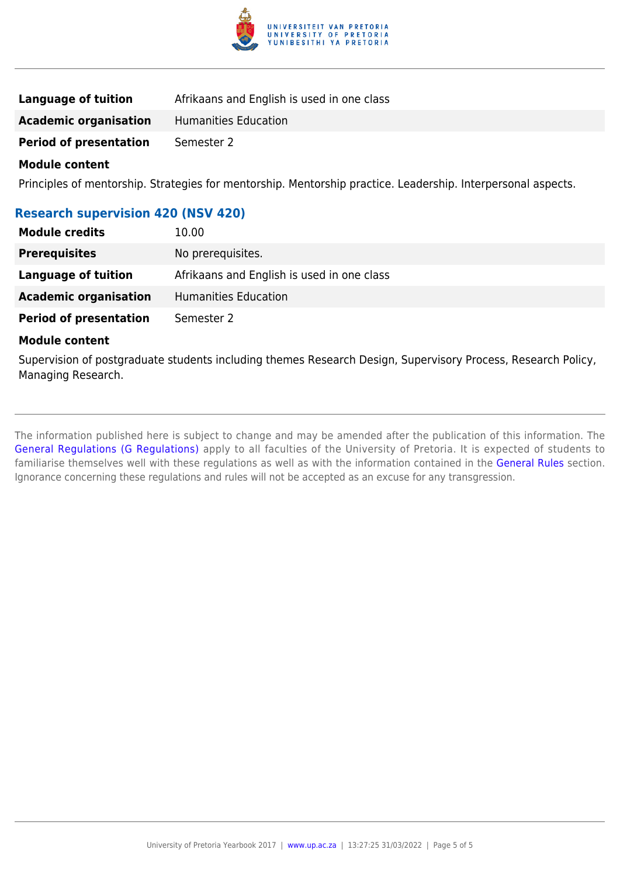| | |
|---|---|
| **Language of tuition** | Afrikaans and English is used in one class |
| **Academic organisation** | Humanities Education |
| **Period of presentation** | Semester 2 |

**Module content**

Principles of mentorship. Strategies for mentorship. Mentorship practice. Leadership. Interpersonal aspects.

### Research supervision 420 (NSV 420)

| | |
|---|---|
| **Module credits** | 10.00 |
| **Prerequisites** | No prerequisites. |
| **Language of tuition** | Afrikaans and English is used in one class |
| **Academic organisation** | Humanities Education |
| **Period of presentation** | Semester 2 |

**Module content**

Supervision of postgraduate students including themes Research Design, Supervisory Process, Research Policy, Managing Research.

The information published here is subject to change and may be amended after the publication of this information. The General Regulations (G Regulations) apply to all faculties of the University of Pretoria. It is expected of students to familiarise themselves well with these regulations as well as with the information contained in the General Rules section. Ignorance concerning these regulations and rules will not be accepted as an excuse for any transgression.